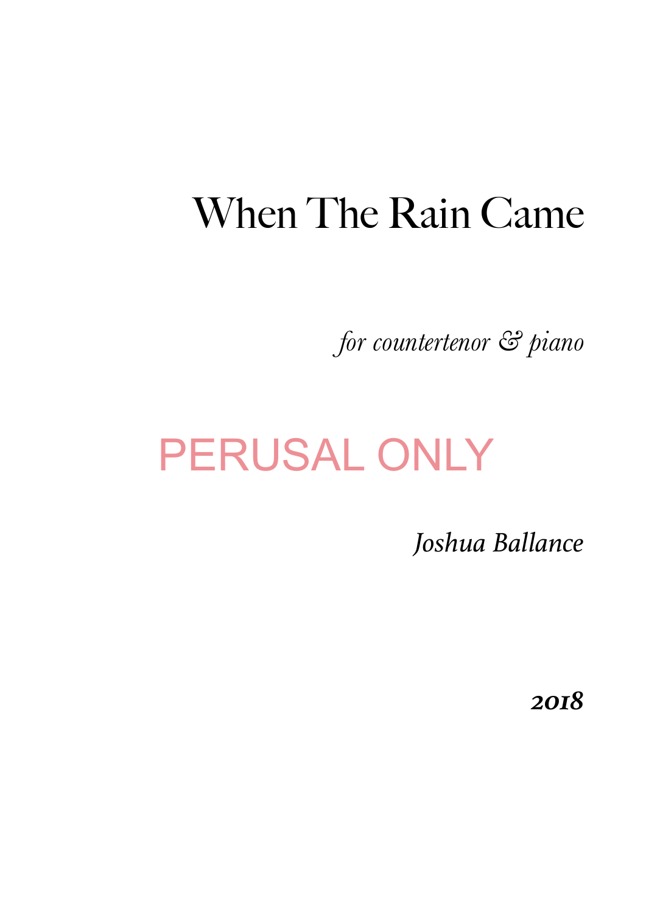# When The Rain Came

*for countertenor & piano*

PERUSAL ONLY

*Joshua Ballance*

***2018***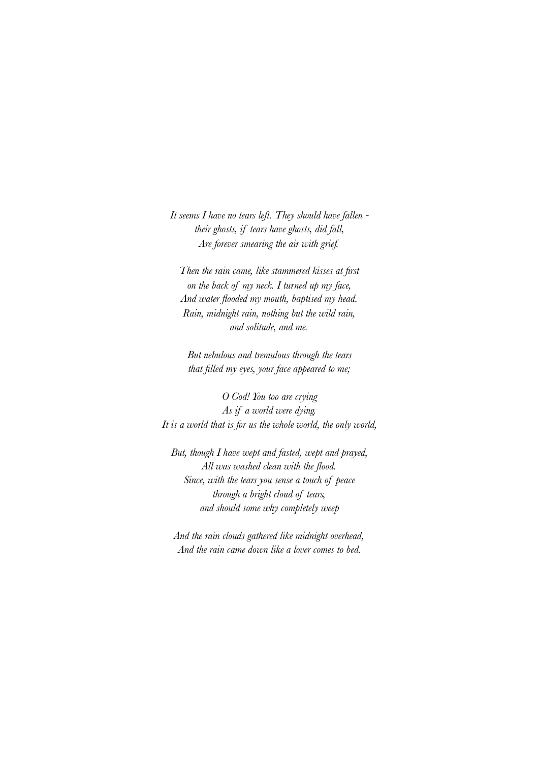*It seems I have no tears left. They should have fallen -*
*their ghosts, if tears have ghosts, did fall,*
*Are forever smearing the air with grief.*

*Then the rain came, like stammered kisses at first*
*on the back of my neck. I turned up my face,*
*And water flooded my mouth, baptised my head.*
*Rain, midnight rain, nothing but the wild rain,*
*and solitude, and me.*

*But nebulous and tremulous through the tears*
*that filled my eyes, your face appeared to me;*

*O God! You too are crying*
*As if a world were dying.*
*It is a world that is for us the whole world, the only world,*

*But, though I have wept and fasted, wept and prayed,*
*All was washed clean with the flood.*
*Since, with the tears you sense a touch of peace*
*through a bright cloud of tears,*
*and should some why completely weep*

*And the rain clouds gathered like midnight overhead,*
*And the rain came down like a lover comes to bed.*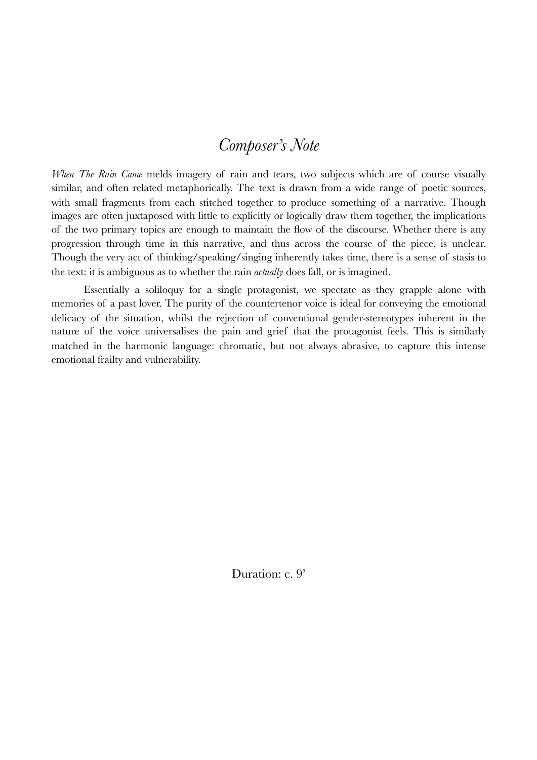# *Composer's Note*

*When The Rain Came* melds imagery of rain and tears, two subjects which are of course visually similar, and often related metaphorically. The text is drawn from a wide range of poetic sources, with small fragments from each stitched together to produce something of a narrative. Though images are often juxtaposed with little to explicitly or logically draw them together, the implications of the two primary topics are enough to maintain the flow of the discourse. Whether there is any progression through time in this narrative, and thus across the course of the piece, is unclear. Though the very act of thinking/speaking/singing inherently takes time, there is a sense of stasis to the text: it is ambiguous as to whether the rain *actually* does fall, or is imagined.

Essentially a soliloquy for a single protagonist, we spectate as they grapple alone with memories of a past lover. The purity of the countertenor voice is ideal for conveying the emotional delicacy of the situation, whilst the rejection of conventional gender-stereotypes inherent in the nature of the voice universalises the pain and grief that the protagonist feels. This is similarly matched in the harmonic language: chromatic, but not always abrasive, to capture this intense emotional frailty and vulnerability.

Duration: c. 9'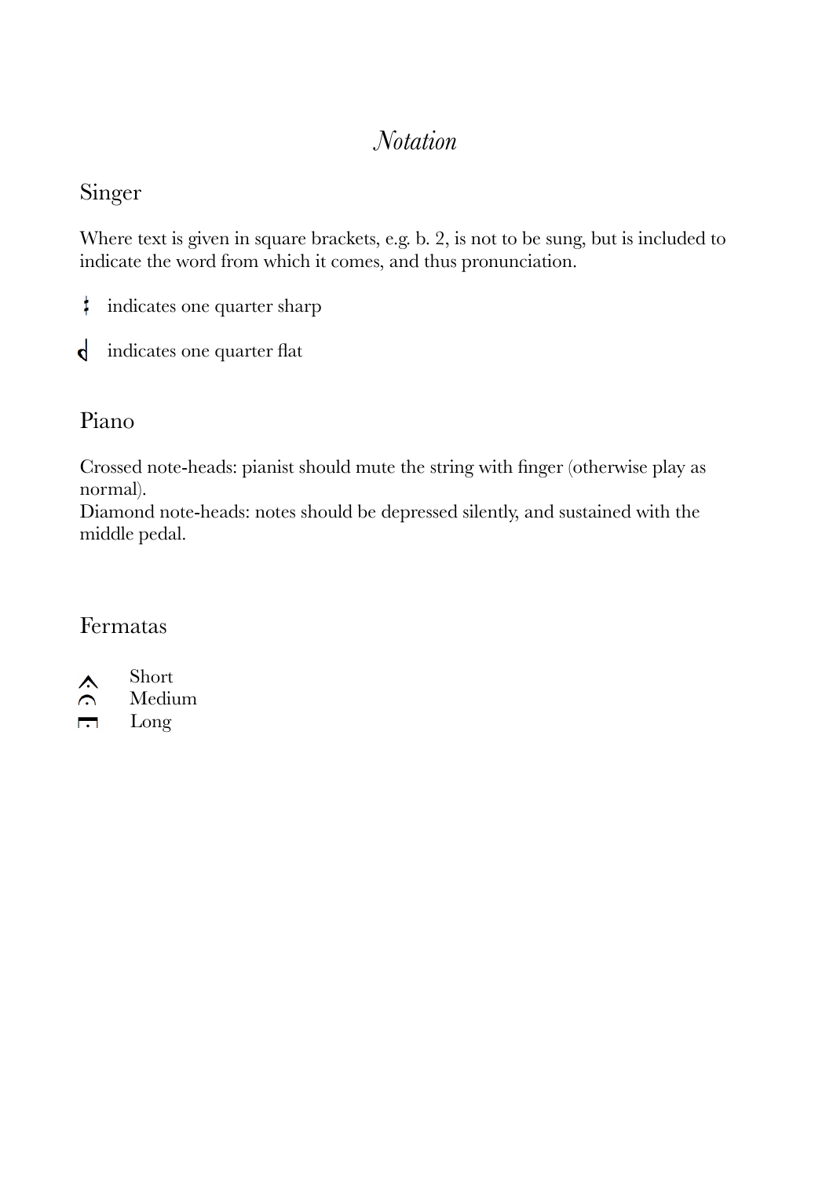# *Notation*

## Singer

Where text is given in square brackets, e.g. b. 2, is not to be sung, but is included to indicate the word from which it comes, and thus pronunciation.

𝄲 indicates one quarter sharp

𝄳 indicates one quarter flat

## Piano

Crossed note-heads: pianist should mute the string with finger (otherwise play as normal).
Diamond note-heads: notes should be depressed silently, and sustained with the middle pedal.

## Fermatas

- Short
- Medium
- Long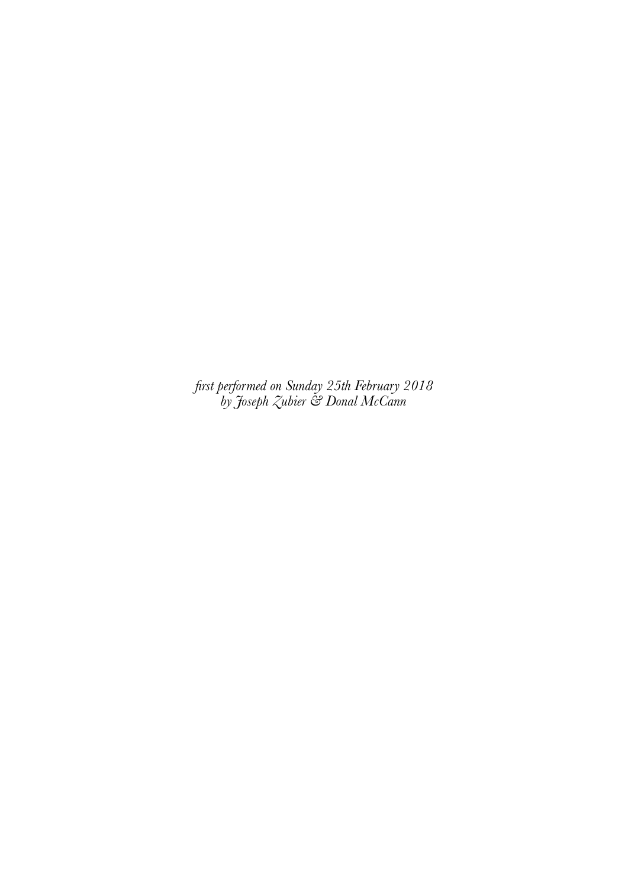*first performed on Sunday 25th February 2018*
*by Joseph Zubier & Donal McCann*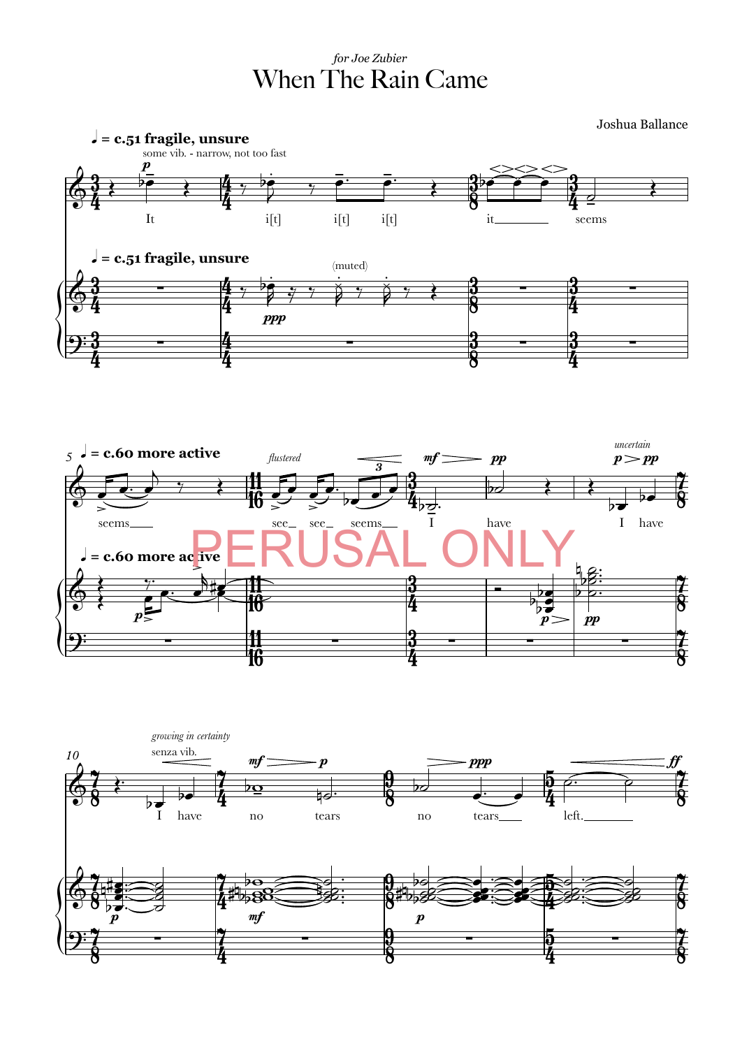*for Joe Zubier*

# When The Rain Came

Joshua Ballance

♩ = c.51 **fragile, unsure**

some vib. - narrow, not too fast

It i[t] i[t] i[t] it seems

(muted)

5 ♩ = c.60 **more active**

*flustered*

seems see see seems I have

*uncertain*

I have

PERUSAL ONLY

10

*growing in certainty*

senza vib.

I have no tears no tears left.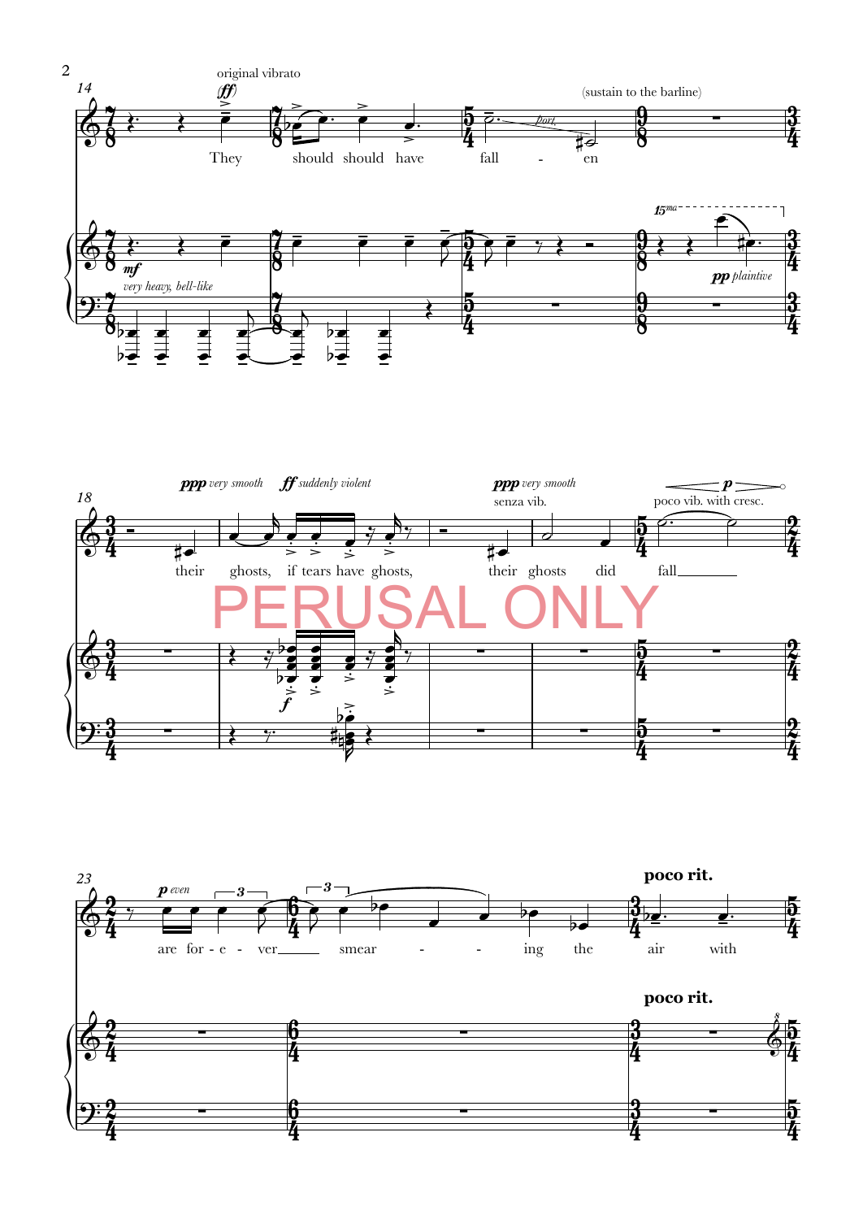original vibrato

(ff)

They should should have fall - en

port.

(sustain to the barline)

mf

very heavy, bell-like

15ma

pp plaintive

ppp very smooth

ff suddenly violent

their ghosts, if tears have ghosts,

ppp very smooth

senza vib.

their ghosts did

p

poco vib. with cresc.

fall

PERUSAL ONLY

f

p even

are for - e - ver smear - - ing the air with

poco rit.

poco rit.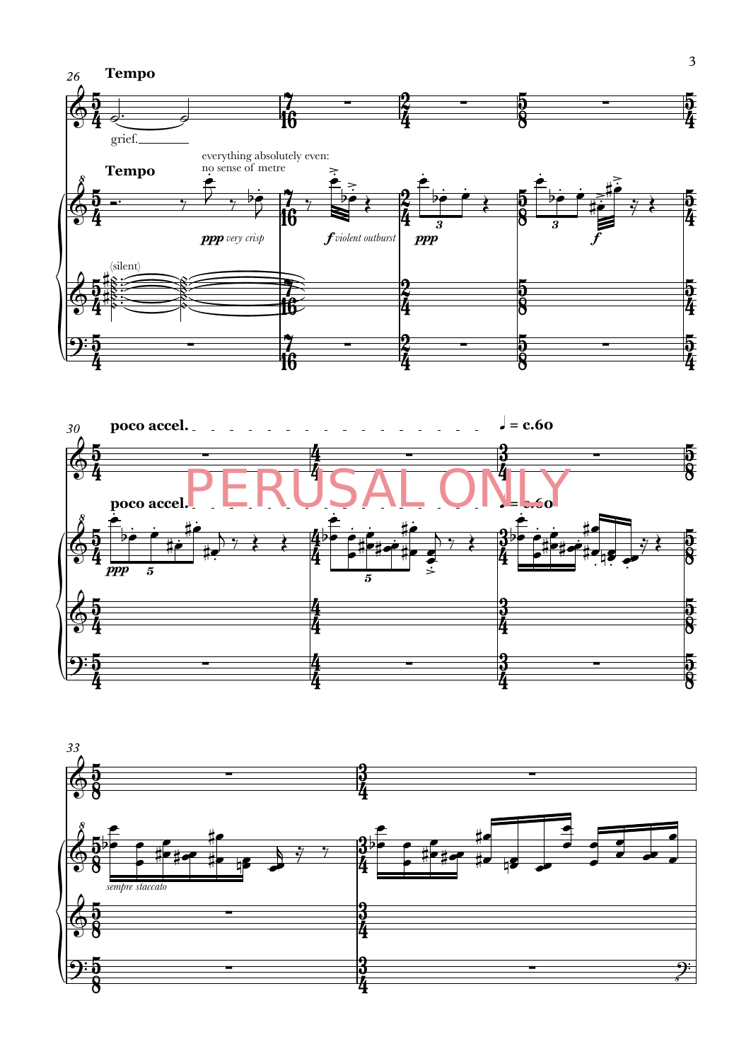26

**Tempo**

grief.

**Tempo**

everything absolutely even: no sense of metre

*ppp very crisp*

*f violent outburst*

*ppp*

*f*

(silent)

30

**poco accel.**

♩ = c.60

PERUSAL ONLY

**poco accel.**

♩ = c.60

*ppp*

33

*sempre staccato*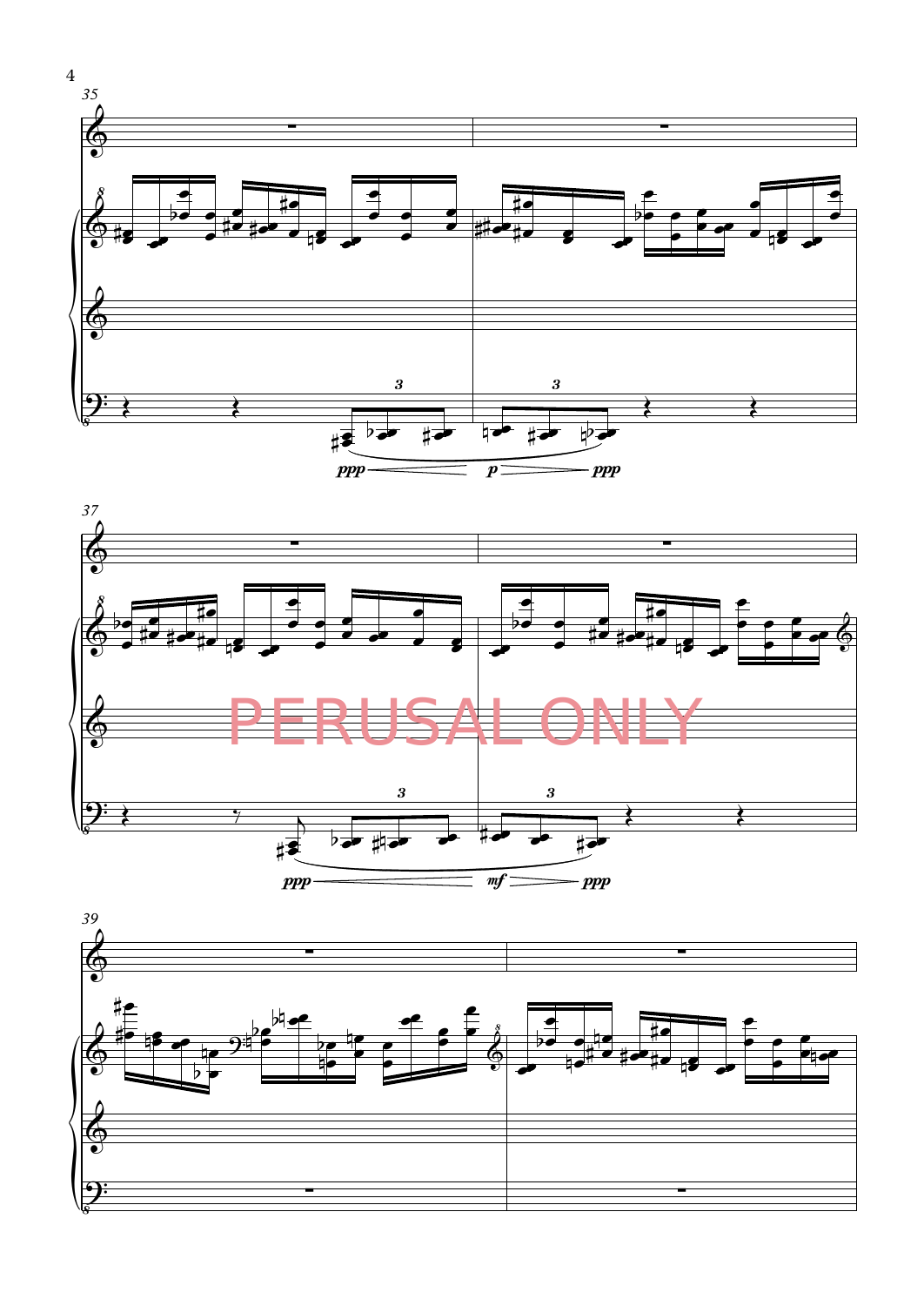PERUSAL ONLY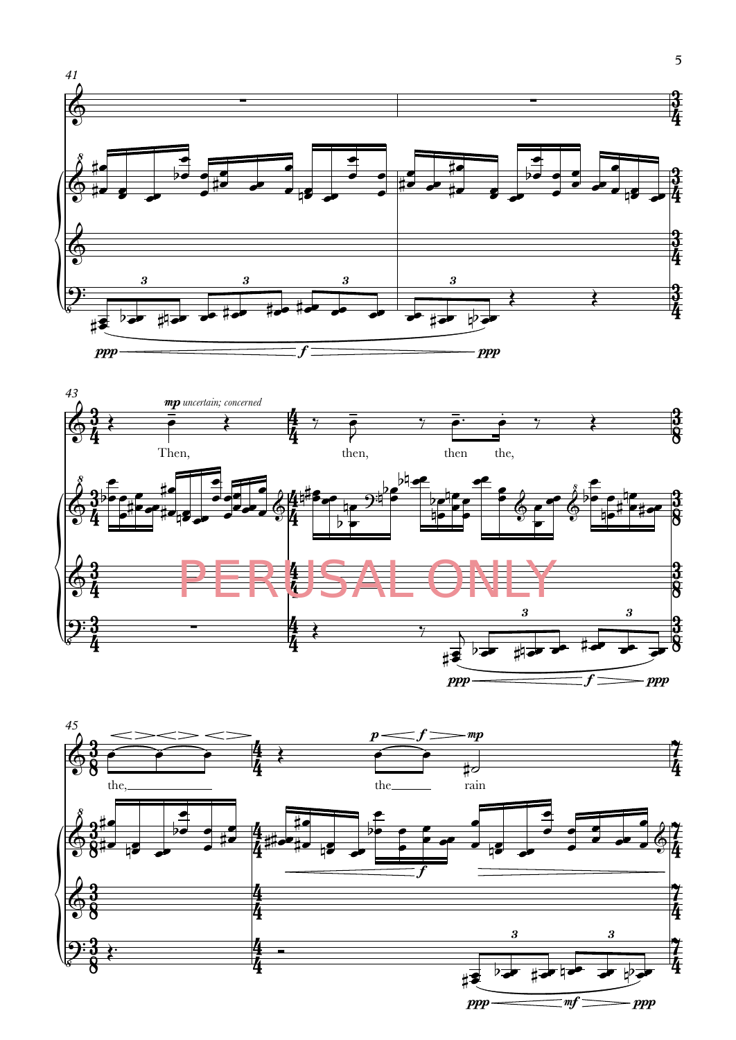*mp uncertain; concerned*

Then, then, then the, the, the rain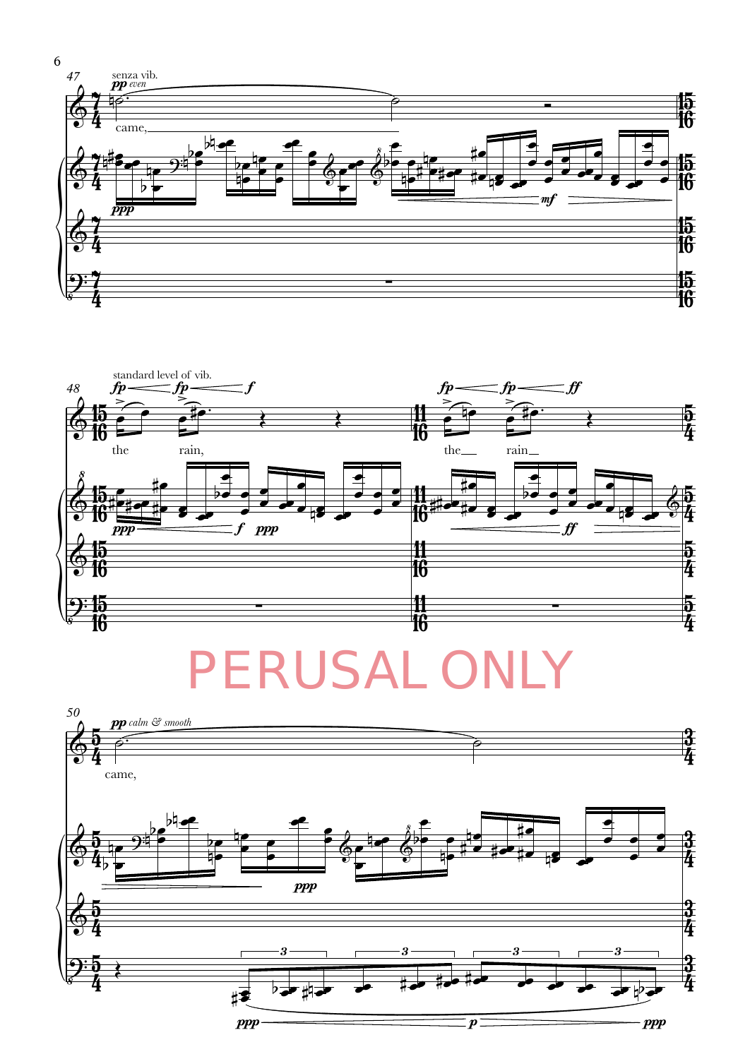senza vib.

*pp even*

came,

standard level of vib.

the rain,

the rain

PERUSAL ONLY

*pp calm & smooth*

came,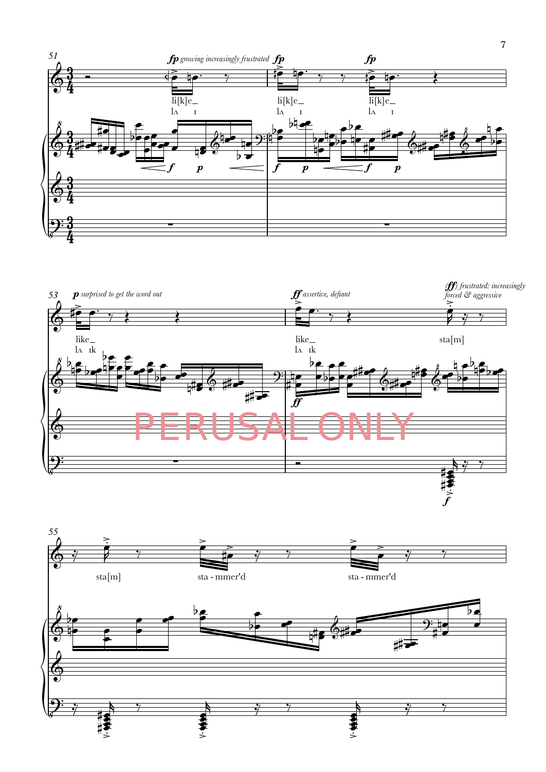51

*fp growing increasingly frustrated* *fp* *fp*

li[k]e_ li[k]e_ li[k]e_

lʌ ɪ lʌ ɪ lʌ ɪ

*f* *p* *f* *p* *f* *p*

53

*p surprised to get the word out* *ff assertive, defiant* *(ff) frustrated: increasingly forced & aggressive*

like_ like_ sta[m]

lʌ ɪk lʌ ɪk

*ff* *f*

PERUSAL ONLY

55

sta[m] sta - mmer'd sta - mmer'd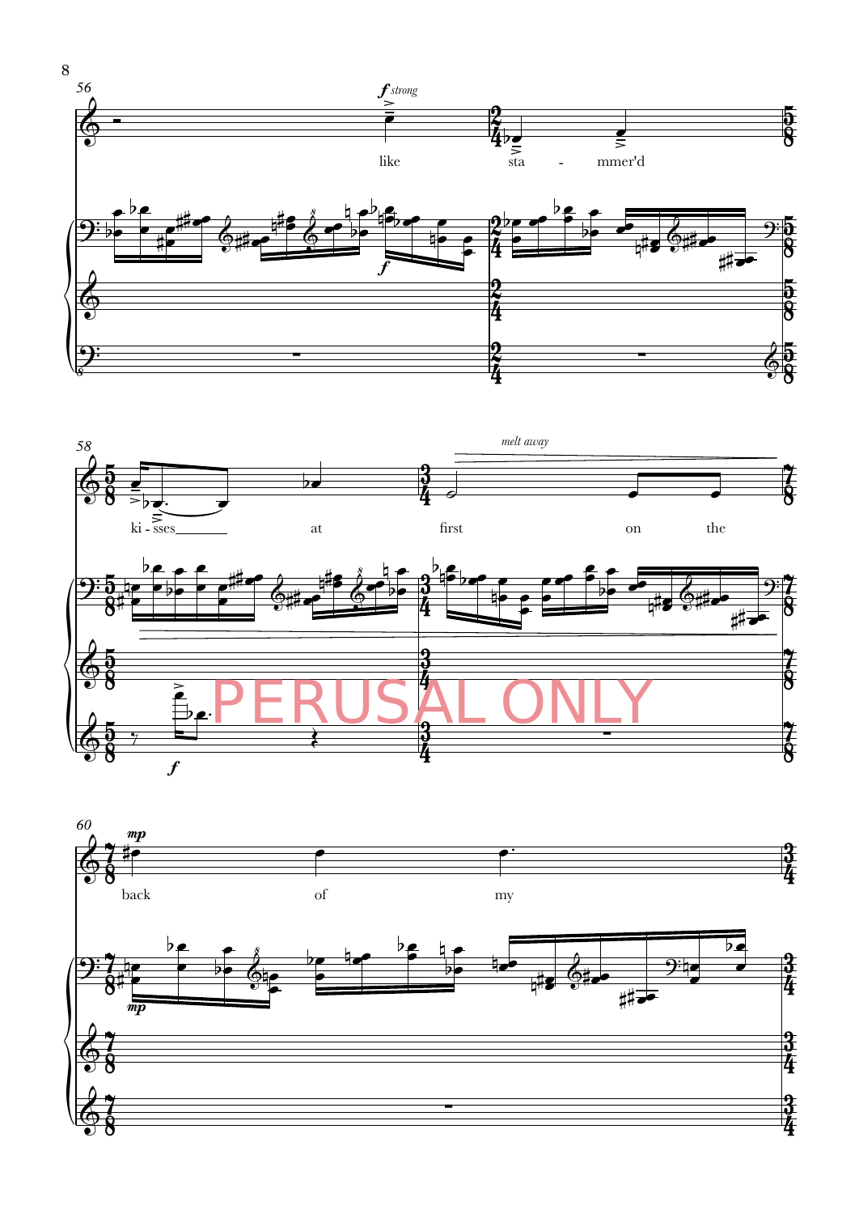56

*f strong*

like sta - mmer'd

58

ki - sses at first on the

*melt away*

PERUSAL ONLY

60

*mp*

back of my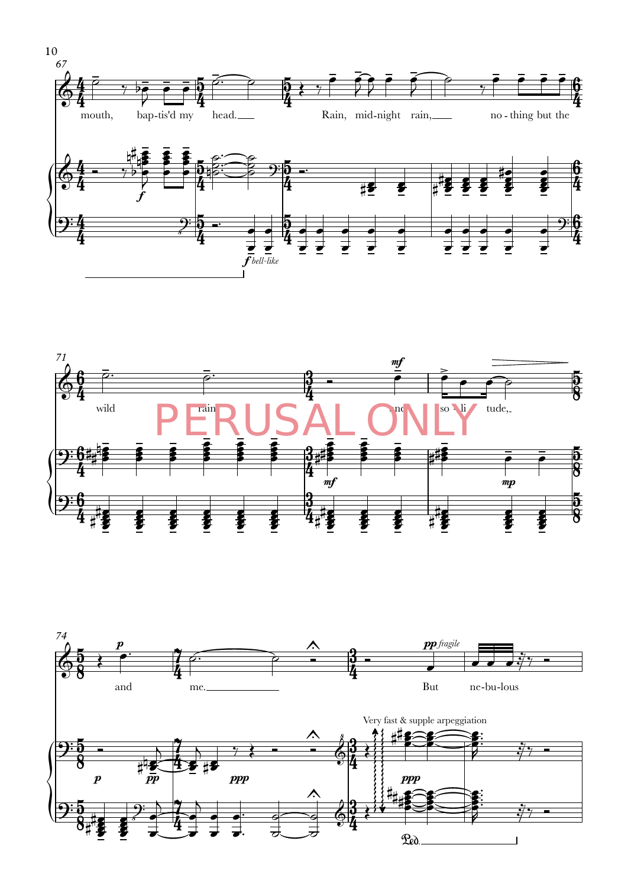67

mouth, bap-tis'd my head.

Rain, mid-night rain, no-thing but the

*f*

*f bell-like*

71

wild rain and so-li tude,

*mf*

*mf*

*mp*

PERUSAL ONLY

74

and me.

But ne-bu-lous

*p*

*pp fragile*

*p*

*pp*

*ppp*

Very fast & supple arpeggiation

*ppp*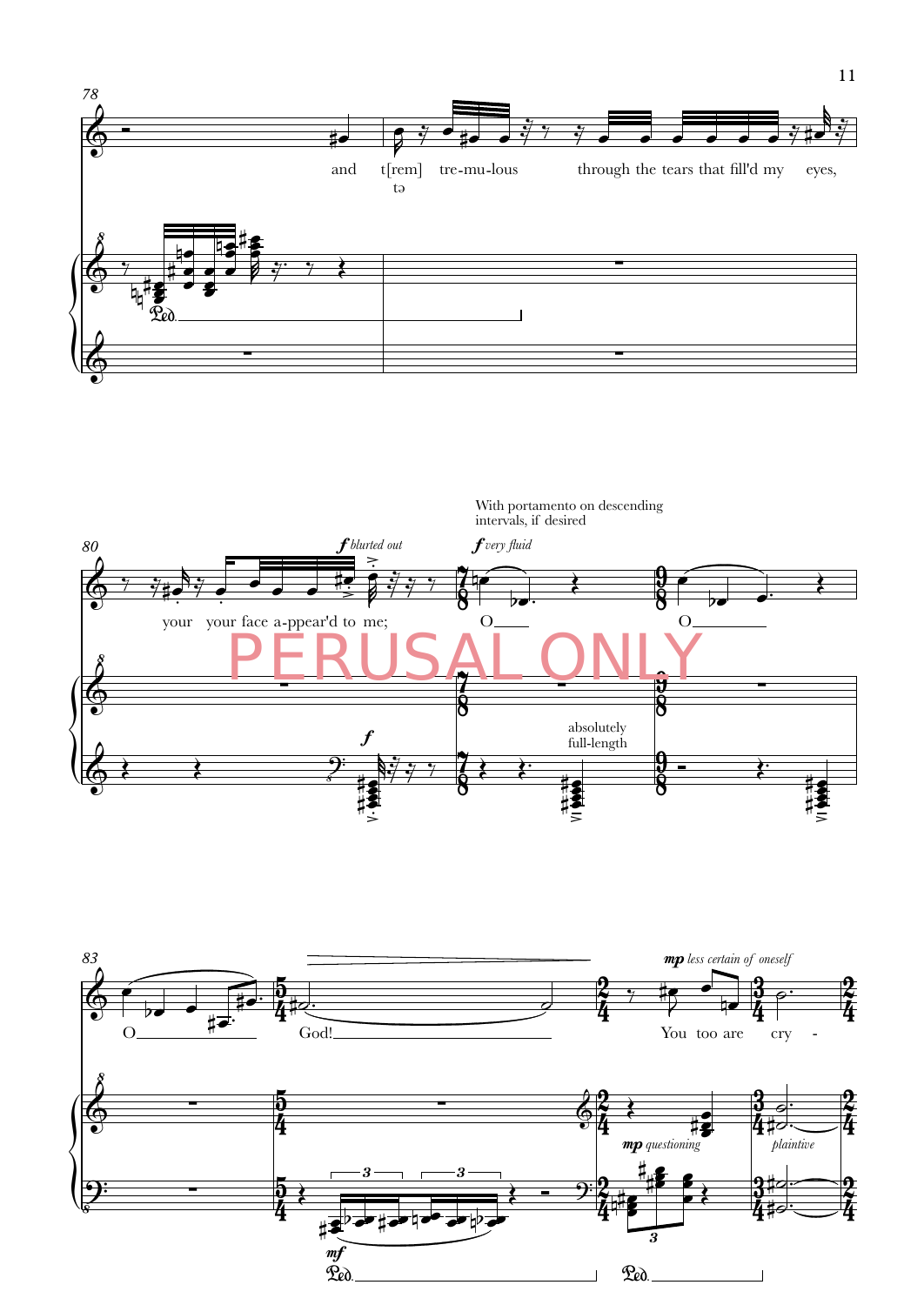78

and t[rem] tə tre-mu-lous through the tears that fill'd my eyes,

80

*f blurted out*

With portamento on descending intervals, if desired

*f very fluid*

your your face a-ppear'd to me; O O

*f*

absolutely full-length

PERUSAL ONLY

83

*mp less certain of oneself*

O God! You too are cry -

*mf*

*mp questioning*

*plaintive*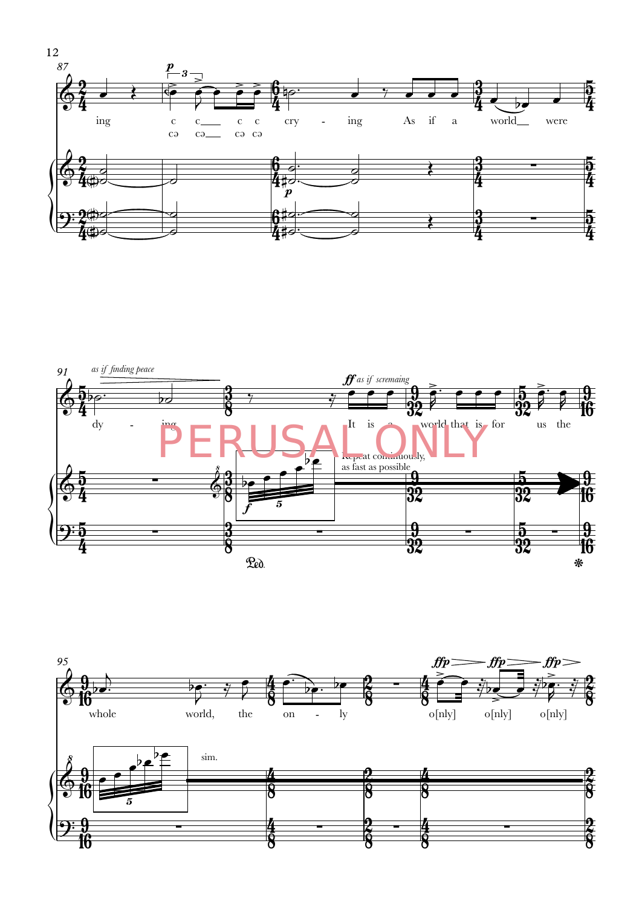ing c c c c cə cə cə cə cry - ing As if a world were

*as if finding peace*

dy - ing

*as if screaming*

It is a world that is for us the

Repeat continuously, as fast as possible

whole world, the on - ly o[nly] o[nly] o[nly]

sim.

PERUSAL ONLY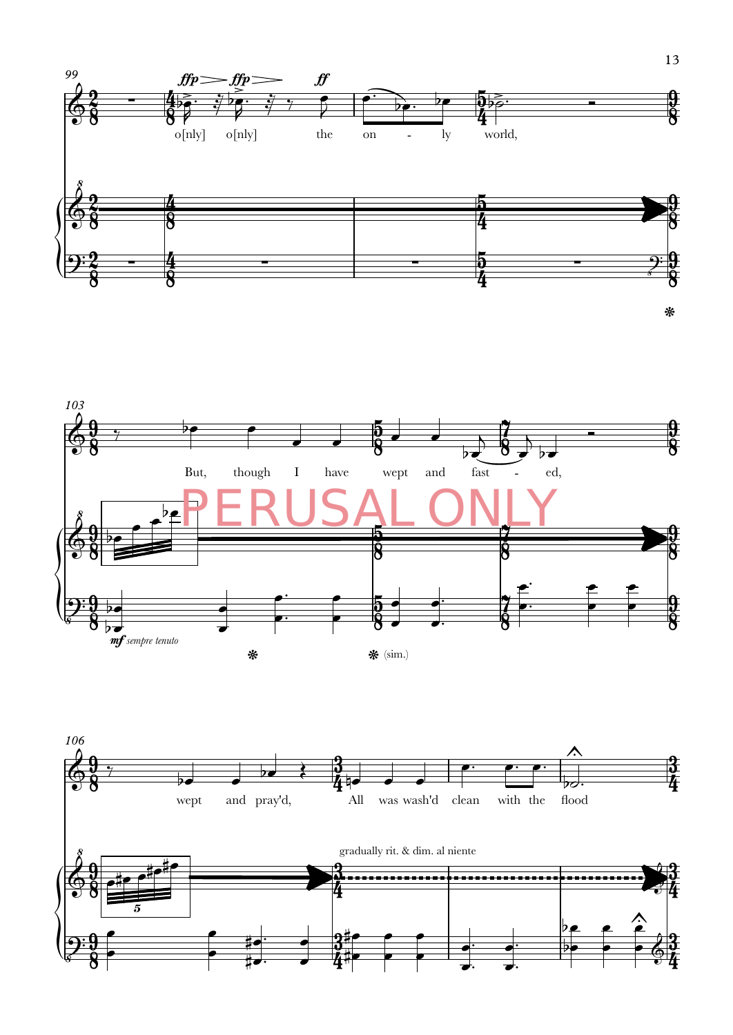99

o[nly] o[nly] the on - ly world,

103

But, though I have wept and fast - ed,

*mf sempre tenuto*

(sim.)

PERUSAL ONLY

106

wept and pray'd, All was wash'd clean with the flood

gradually rit. & dim. al niente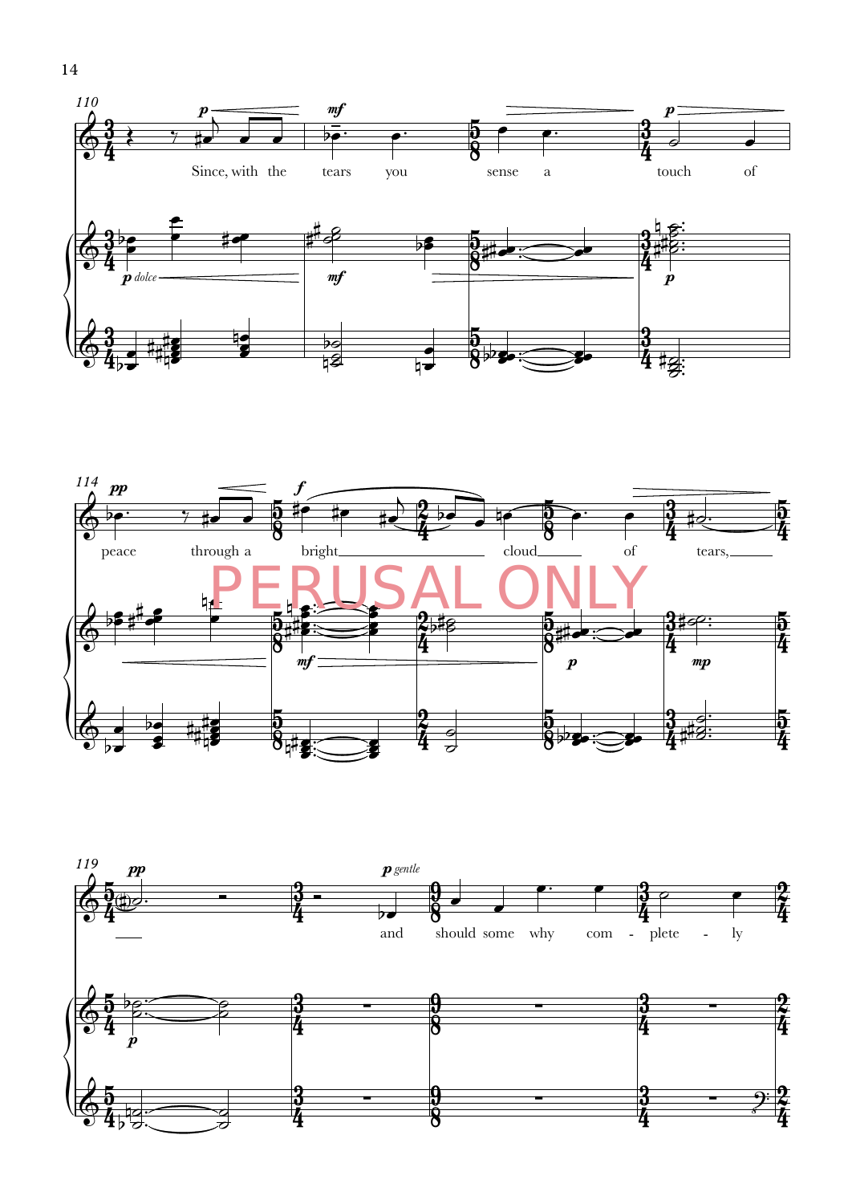Since, with the tears you sense a touch of peace through a bright cloud of tears, and should some why com - plete - ly

PERUSAL ONLY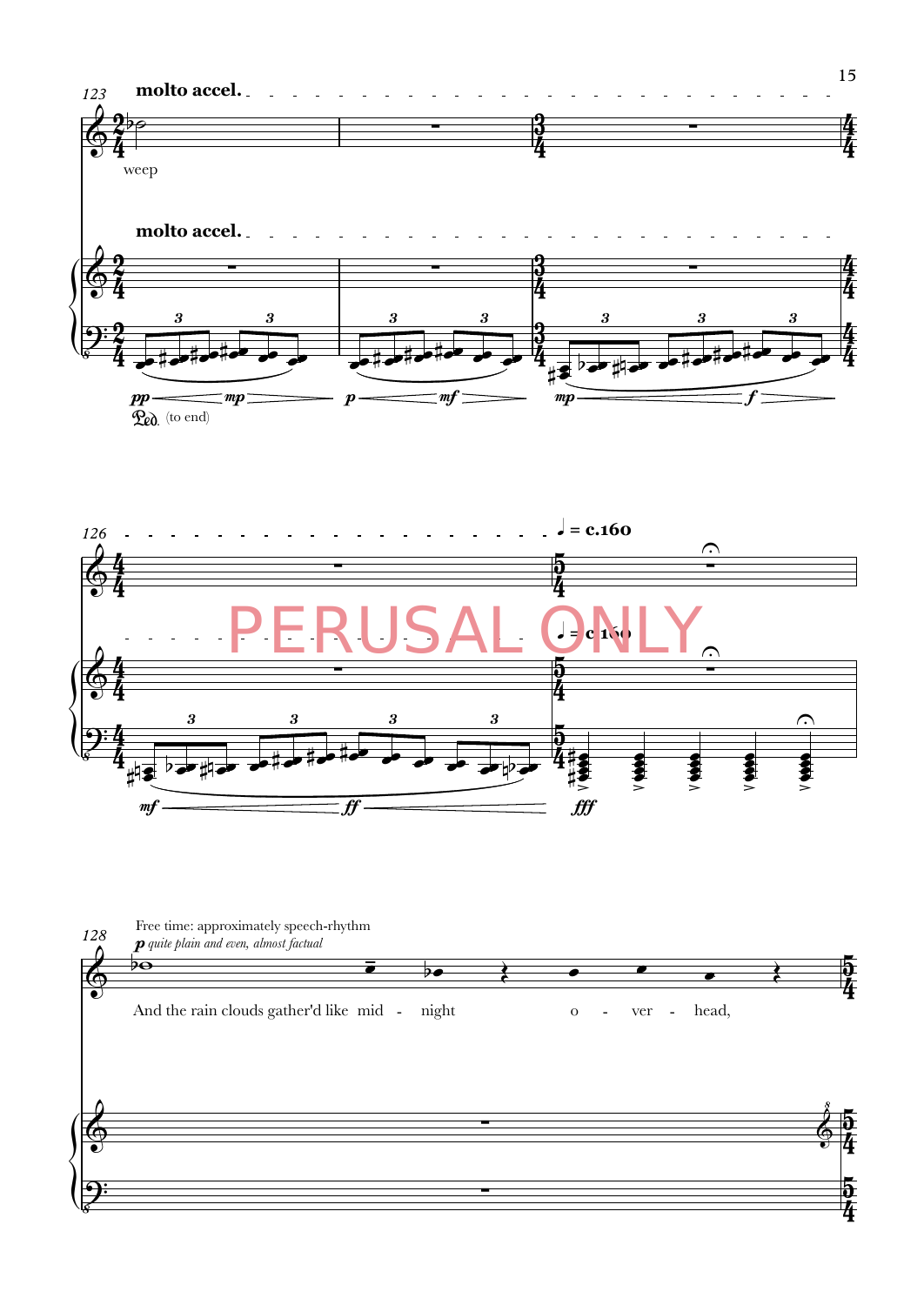123

**molto accel.**

weep

**molto accel.**

*pp* *mp* *p* *mf* *mp* *f*

Ped. (to end)

126

♩ = c.160

PERUSAL ONLY

*mf* *ff* *fff*

128

Free time: approximately speech-rhythm

*p quite plain and even, almost factual*

And the rain clouds gather'd like mid - night o - ver - head,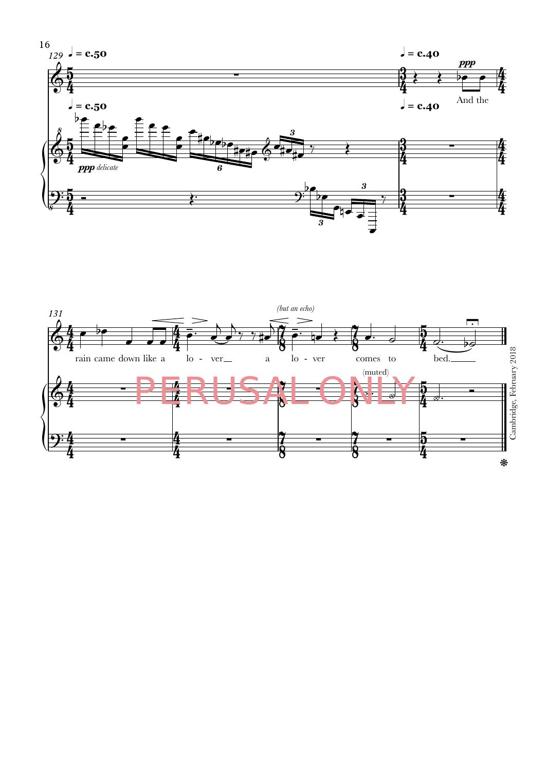♩ = c.50

♩ = c.40

*ppp*

And the

rain came down like a lo - ver a lo - ver comes to bed.

*(but an echo)*

*ppp delicate*

(muted)

Cambridge, February 2018